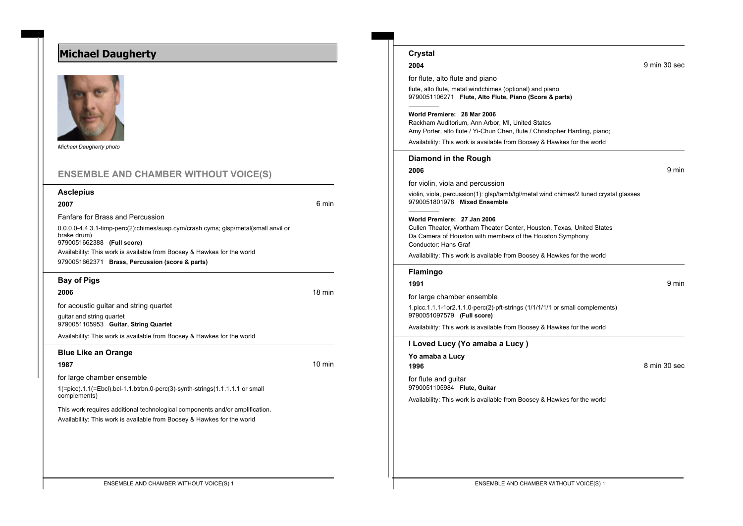# Michael Daugherty

*Michael Daugherty photo*

## ENSEMBLE AND CHAMBER WITHOUT VOICE(S)

### Asclepius

**2007** 6 min

Fanfare for Brass and Percussion

0.0.0.0-4.4.3.1-timp-perc(2):chimes/susp.cym/crash cyms; glsp/metal(small anvil or brake drum)

9790051662388 **(Full score)**

Availability: This work is available from Boosey & Hawkes for the world

9790051662371 **Brass, Percussion (score & parts)**

### Bay of Pigs

**2006** 18 min

for acoustic guitar and string quartet

guitar and string quartet

9790051105953 **Guitar, String Quartet**

Availability: This work is available from Boosey & Hawkes for the world

### Blue Like an Orange

**1987** 10 min

for large chamber ensemble

1(=picc).1.1(=Ebcl).bcl-1.1.btrbn.0-perc(3)-synth-strings(1.1.1.1.1 or small complements)

This work requires additional technological components and/or amplification.

Availability: This work is available from Boosey & Hawkes for the world

### Crystal

**2004** 9 min 30 sec

for flute, alto flute and piano

flute, alto flute, metal windchimes (optional) and piano

9790051106271 **Flute, Alto Flute, Piano (Score & parts)**

**World Premiere: 28 Mar 2006**

Rackham Auditorium, Ann Arbor, MI, United States

Amy Porter, alto flute / Yi-Chun Chen, flute / Christopher Harding, piano;

Availability: This work is available from Boosey & Hawkes for the world

### Diamond in the Rough

**2006** 9 min

for violin, viola and percussion

violin, viola, percussion(1): glsp/tamb/tgl/metal wind chimes/2 tuned crystal glasses

9790051801978 **Mixed Ensemble**

**World Premiere: 27 Jan 2006**

Cullen Theater, Wortham Theater Center, Houston, Texas, United States

Da Camera of Houston with members of the Houston Symphony

Conductor: Hans Graf

Availability: This work is available from Boosey & Hawkes for the world

### Flamingo

**1991** 9 min

for large chamber ensemble

1.picc.1.1.1-1or2.1.1.0-perc(2)-pft-strings (1/1/1/1/1 or small complements)

9790051097579 **(Full score)**

Availability: This work is available from Boosey & Hawkes for the world

### I Loved Lucy (Yo amaba a Lucy )

**Yo amaba a Lucy**

**1996** 8 min 30 sec

for flute and guitar

9790051105984 **Flute, Guitar**

Availability: This work is available from Boosey & Hawkes for the world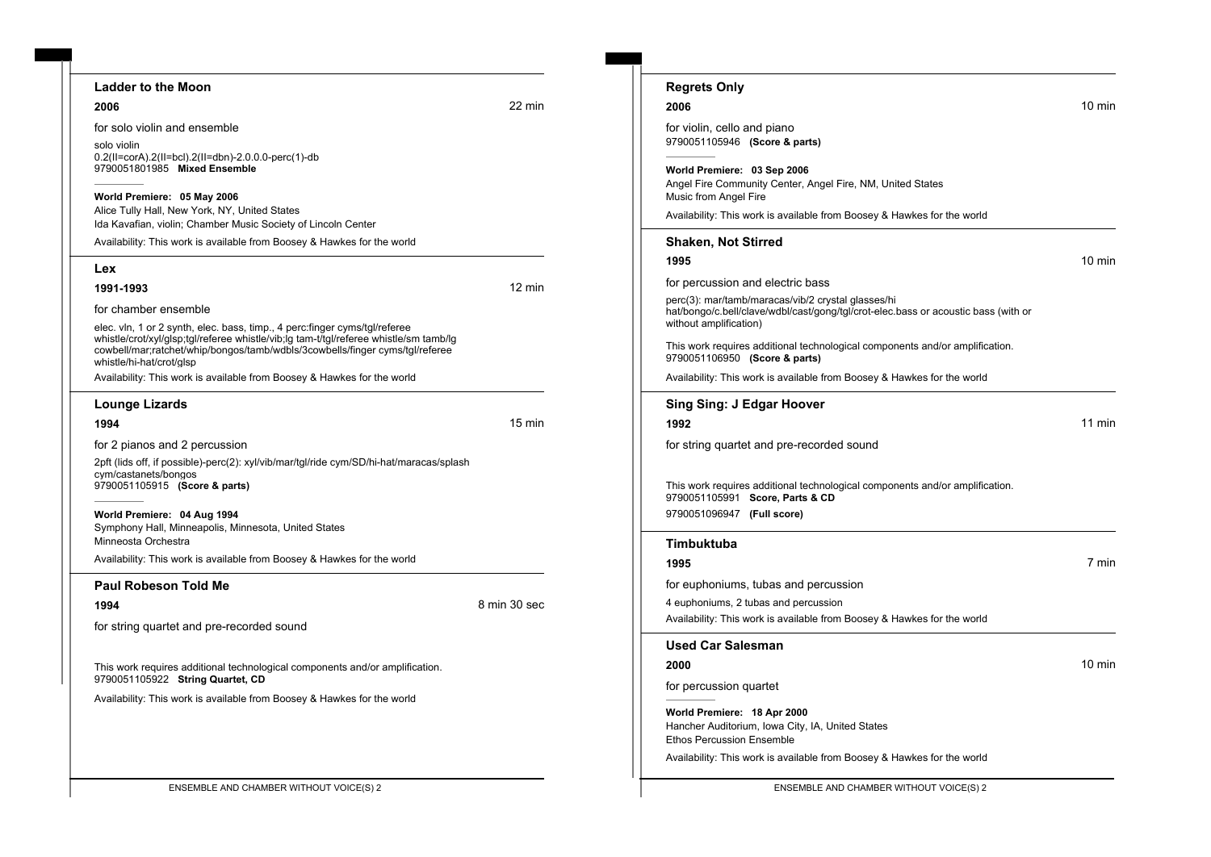## Ladder to the Moon

**2006** 22 min

for solo violin and ensemble

solo violin
0.2(II=corA).2(II=bcl).2(II=dbn)-2.0.0.0-perc(1)-db
9790051801985 **Mixed Ensemble**

**World Premiere: 05 May 2006**
Alice Tully Hall, New York, NY, United States
Ida Kavafian, violin; Chamber Music Society of Lincoln Center

Availability: This work is available from Boosey & Hawkes for the world

## Lex

**1991-1993** 12 min

for chamber ensemble

elec. vln, 1 or 2 synth, elec. bass, timp., 4 perc:finger cyms/tgl/referee whistle/crot/xyl/glsp;tgl/referee whistle/vib;lg tam-t/tgl/referee whistle/sm tamb/lg cowbell/mar;ratchet/whip/bongos/tamb/wdbls/3cowbells/finger cyms/tgl/referee whistle/hi-hat/crot/glsp

Availability: This work is available from Boosey & Hawkes for the world

## Lounge Lizards

**1994** 15 min

for 2 pianos and 2 percussion

2pft (lids off, if possible)-perc(2): xyl/vib/mar/tgl/ride cym/SD/hi-hat/maracas/splash cym/castanets/bongos
9790051105915 **(Score & parts)**

**World Premiere: 04 Aug 1994**
Symphony Hall, Minneapolis, Minnesota, United States
Minneosta Orchestra

Availability: This work is available from Boosey & Hawkes for the world

## Paul Robeson Told Me

**1994** 8 min 30 sec

for string quartet and pre-recorded sound

This work requires additional technological components and/or amplification.
9790051105922 **String Quartet, CD**

Availability: This work is available from Boosey & Hawkes for the world

## Regrets Only

**2006** 10 min

for violin, cello and piano
9790051105946 **(Score & parts)**

**World Premiere: 03 Sep 2006**
Angel Fire Community Center, Angel Fire, NM, United States
Music from Angel Fire

Availability: This work is available from Boosey & Hawkes for the world

## Shaken, Not Stirred

**1995** 10 min

for percussion and electric bass

perc(3): mar/tamb/maracas/vib/2 crystal glasses/hi hat/bongo/c.bell/clave/wdbl/cast/gong/tgl/crot-elec.bass or acoustic bass (with or without amplification)

This work requires additional technological components and/or amplification.
9790051106950 **(Score & parts)**

Availability: This work is available from Boosey & Hawkes for the world

## Sing Sing: J Edgar Hoover

**1992** 11 min

for string quartet and pre-recorded sound

This work requires additional technological components and/or amplification.
9790051105991 **Score, Parts & CD**
9790051096947 **(Full score)**

## Timbuktuba

**1995** 7 min

for euphoniums, tubas and percussion

4 euphoniums, 2 tubas and percussion

Availability: This work is available from Boosey & Hawkes for the world

## Used Car Salesman

**2000** 10 min

for percussion quartet

**World Premiere: 18 Apr 2000**
Hancher Auditorium, Iowa City, IA, United States
Ethos Percussion Ensemble

Availability: This work is available from Boosey & Hawkes for the world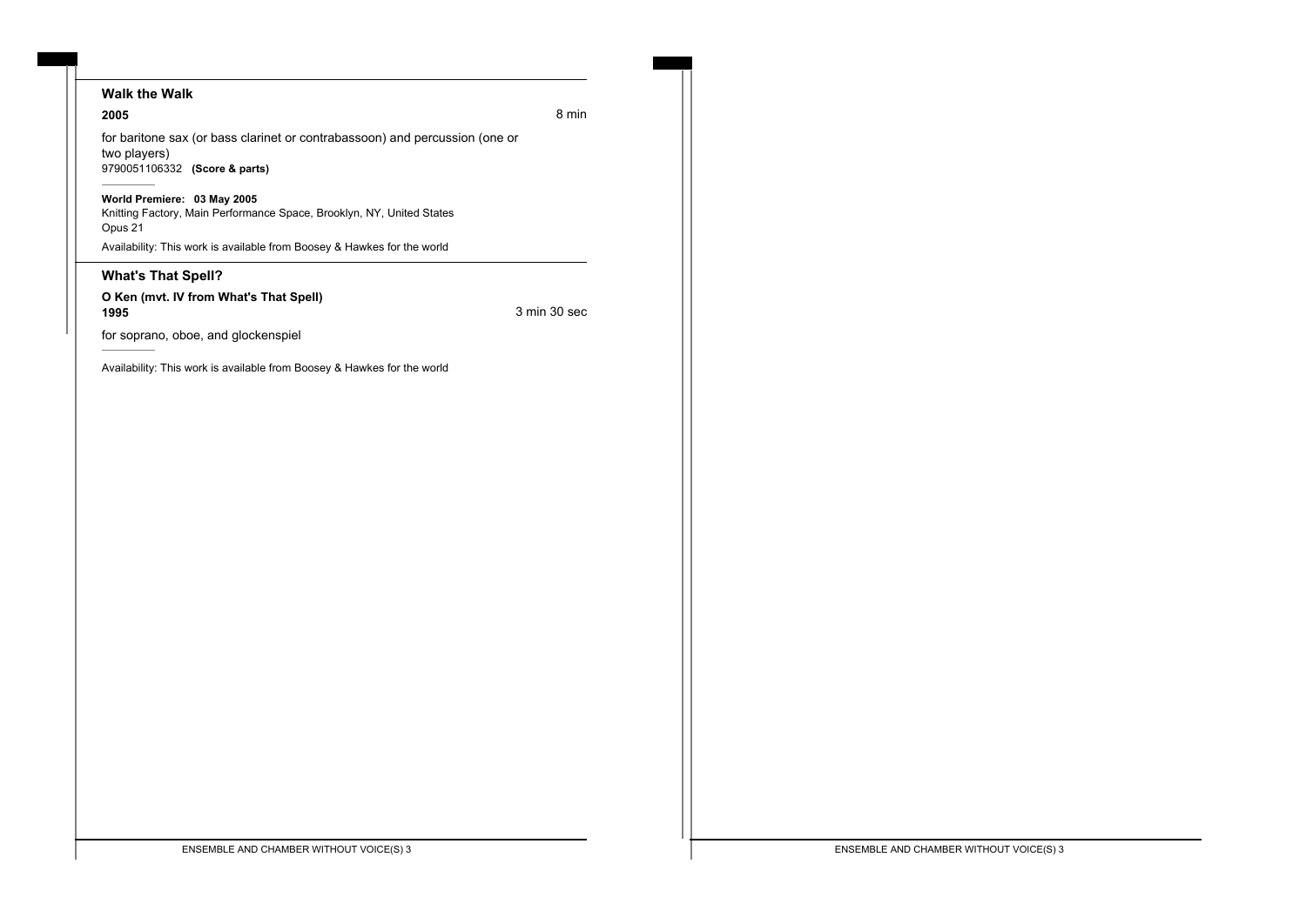## Walk the Walk

**2005** 8 min

for baritone sax (or bass clarinet or contrabassoon) and percussion (one or two players)

9790051106332 **(Score & parts)**

**World Premiere: 03 May 2005**
Knitting Factory, Main Performance Space, Brooklyn, NY, United States
Opus 21

Availability: This work is available from Boosey & Hawkes for the world

## What's That Spell?

**O Ken (mvt. IV from What's That Spell)**
**1995** 3 min 30 sec

for soprano, oboe, and glockenspiel

Availability: This work is available from Boosey & Hawkes for the world